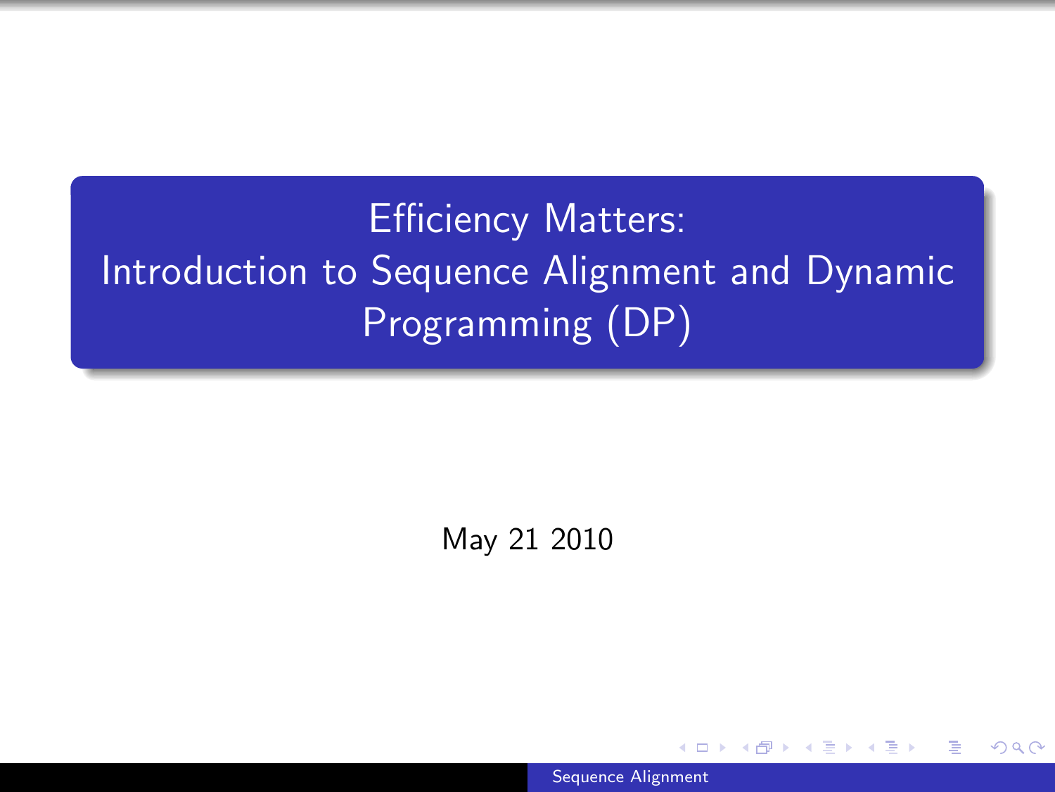# Efficiency Matters: Introduction to Sequence Alignment and Dynamic Programming (DP)

May 21 2010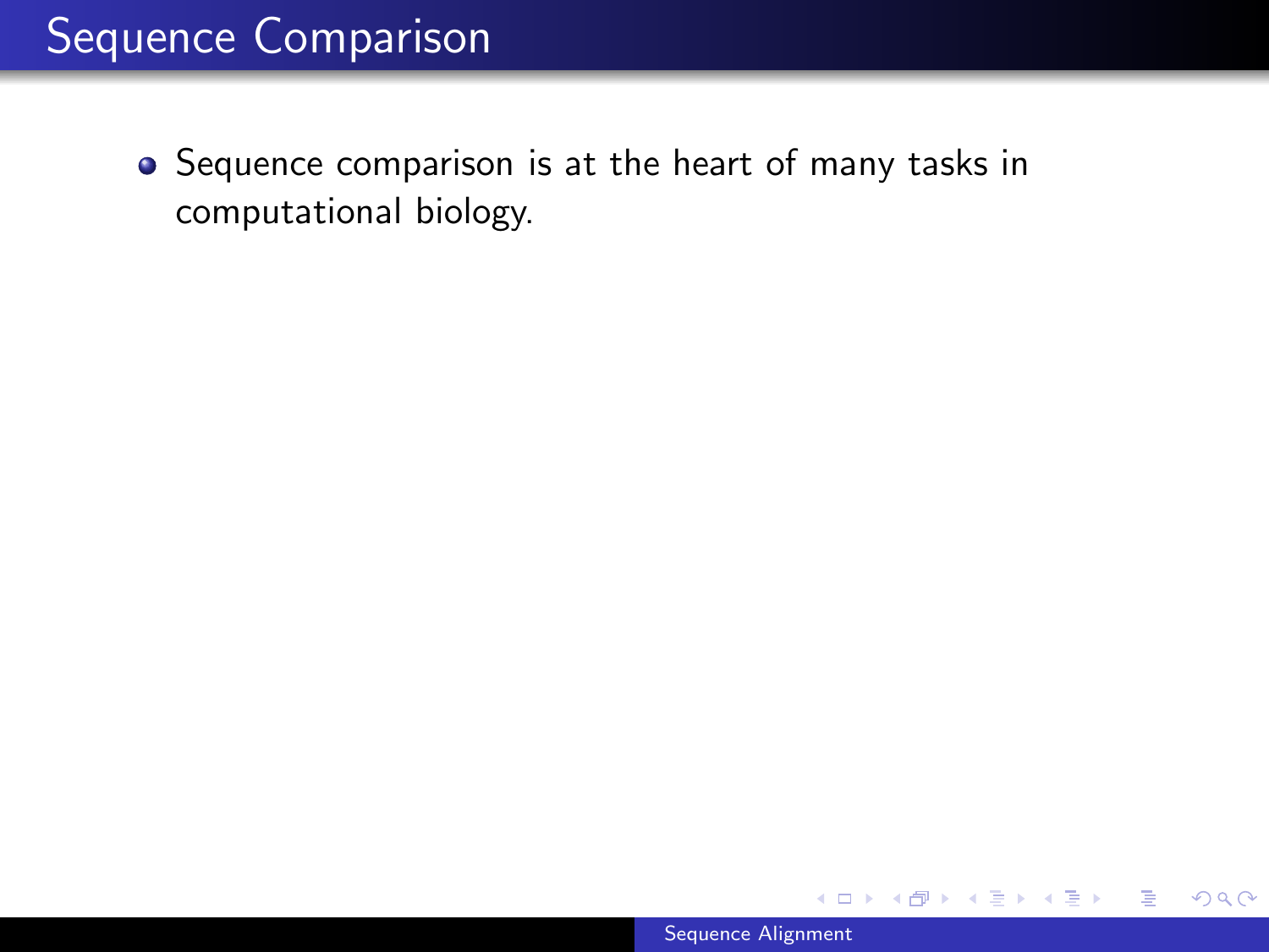# Sequence Comparison

- Sequence comparison is at the heart of many tasks in computational biology.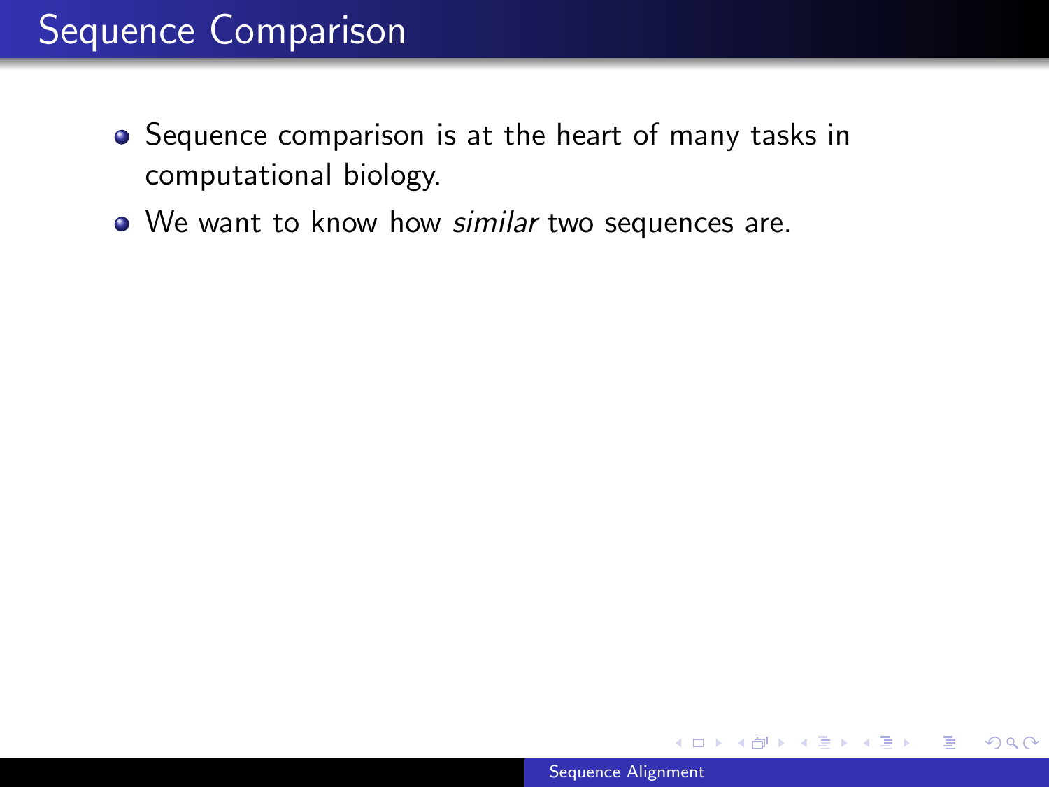## Sequence Comparison

- Sequence comparison is at the heart of many tasks in computational biology.
- We want to know how *similar* two sequences are.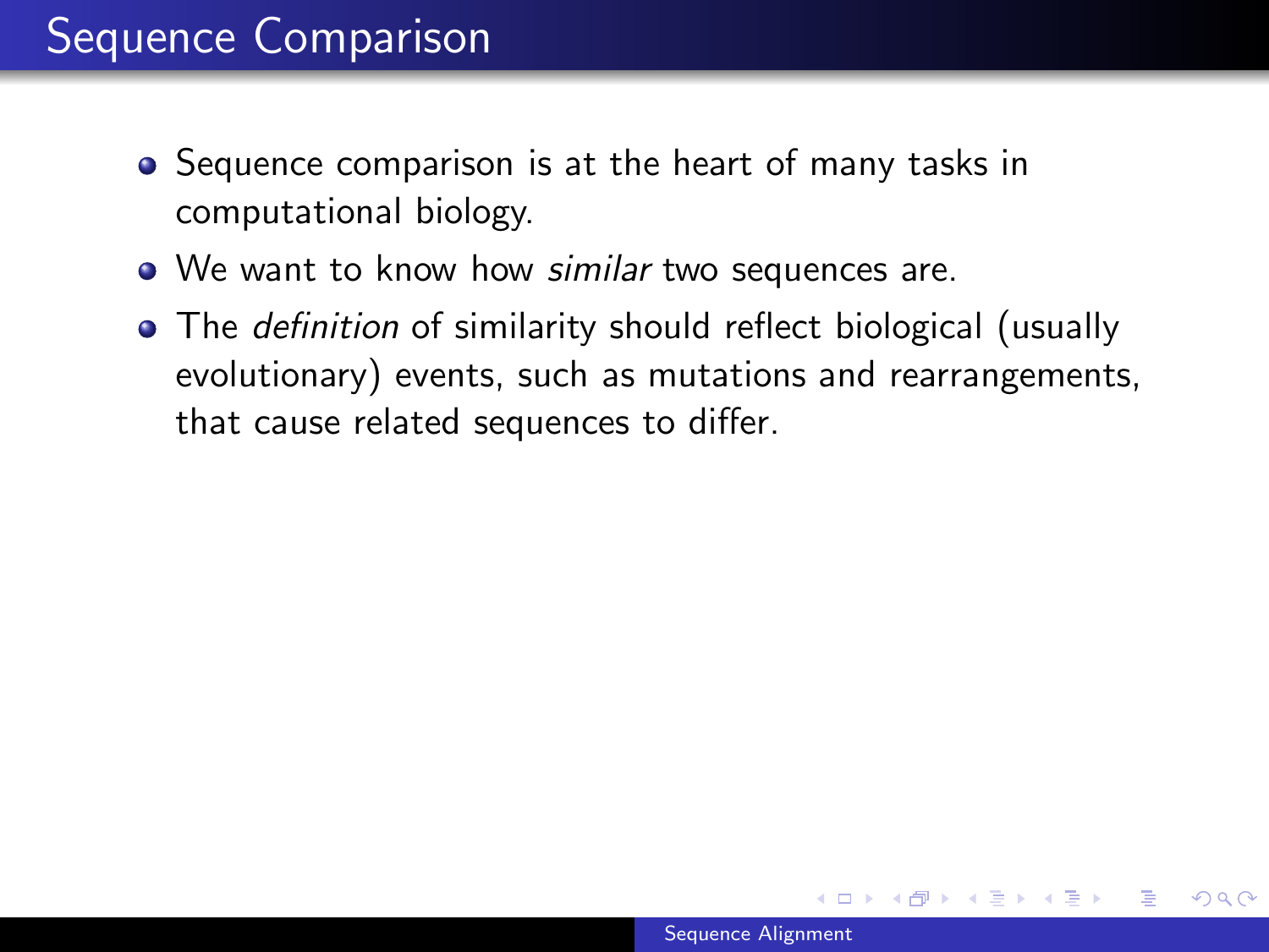# Sequence Comparison

- Sequence comparison is at the heart of many tasks in computational biology.
- We want to know how *similar* two sequences are.
- The *definition* of similarity should reflect biological (usually evolutionary) events, such as mutations and rearrangements, that cause related sequences to differ.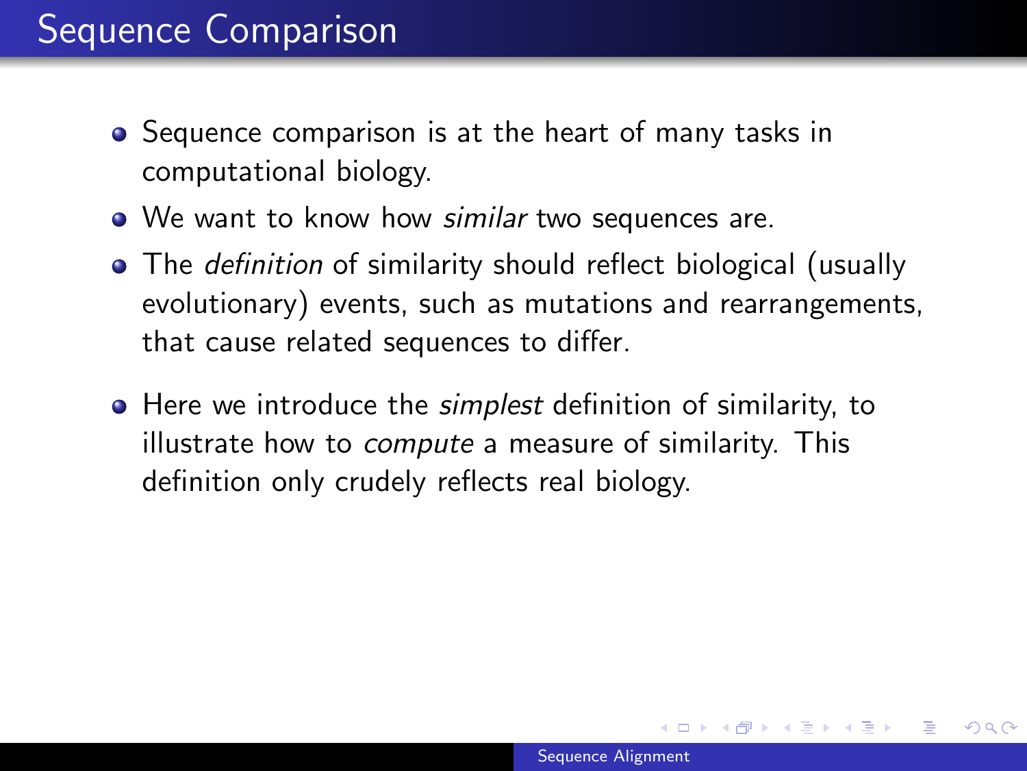# Sequence Comparison

- Sequence comparison is at the heart of many tasks in computational biology.
- We want to know how *similar* two sequences are.
- The *definition* of similarity should reflect biological (usually evolutionary) events, such as mutations and rearrangements, that cause related sequences to differ.
- Here we introduce the *simplest* definition of similarity, to illustrate how to *compute* a measure of similarity. This definition only crudely reflects real biology.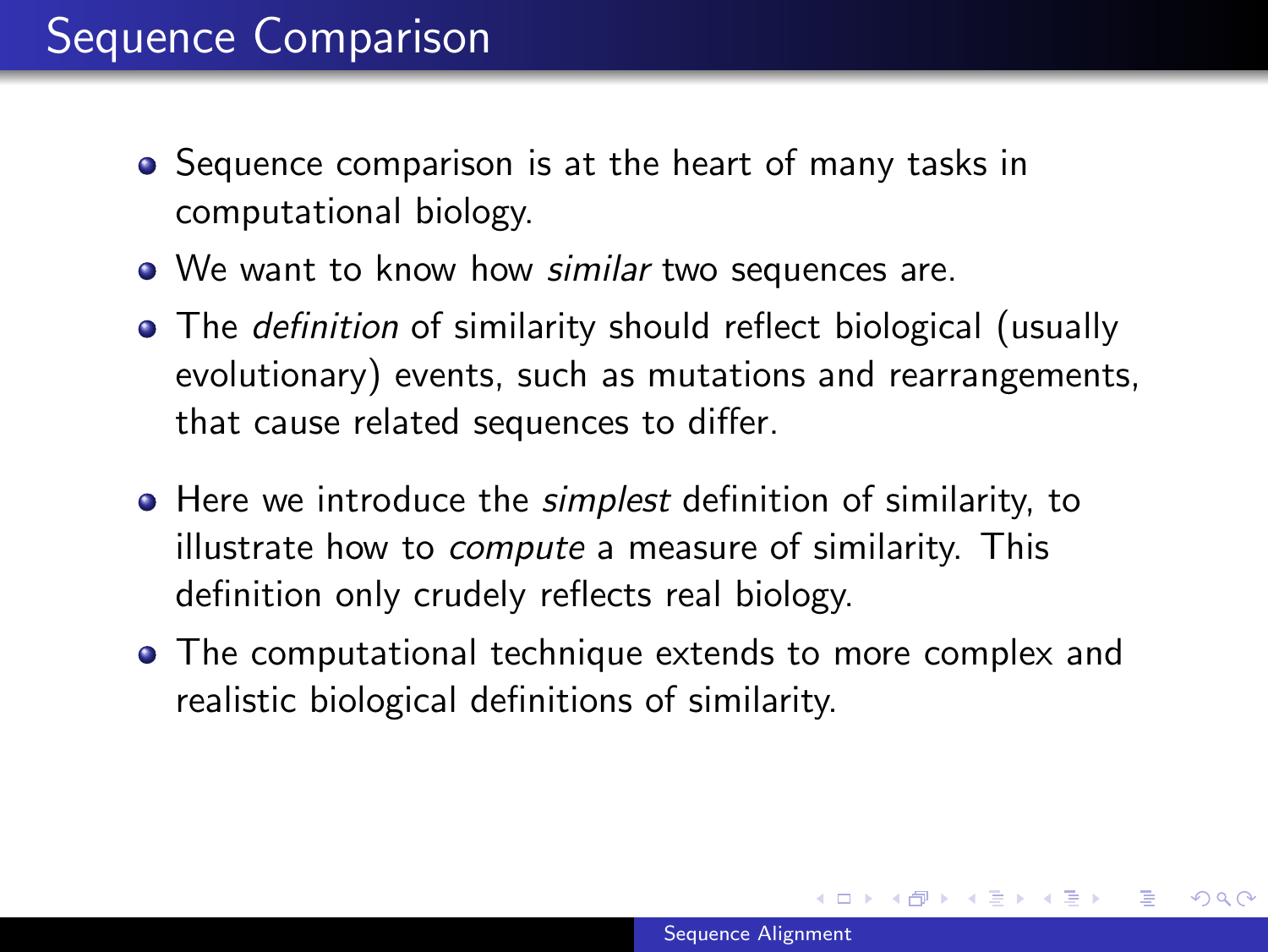# Sequence Comparison

- Sequence comparison is at the heart of many tasks in computational biology.
- We want to know how *similar* two sequences are.
- The *definition* of similarity should reflect biological (usually evolutionary) events, such as mutations and rearrangements, that cause related sequences to differ.

- Here we introduce the *simplest* definition of similarity, to illustrate how to *compute* a measure of similarity. This definition only crudely reflects real biology.
- The computational technique extends to more complex and realistic biological definitions of similarity.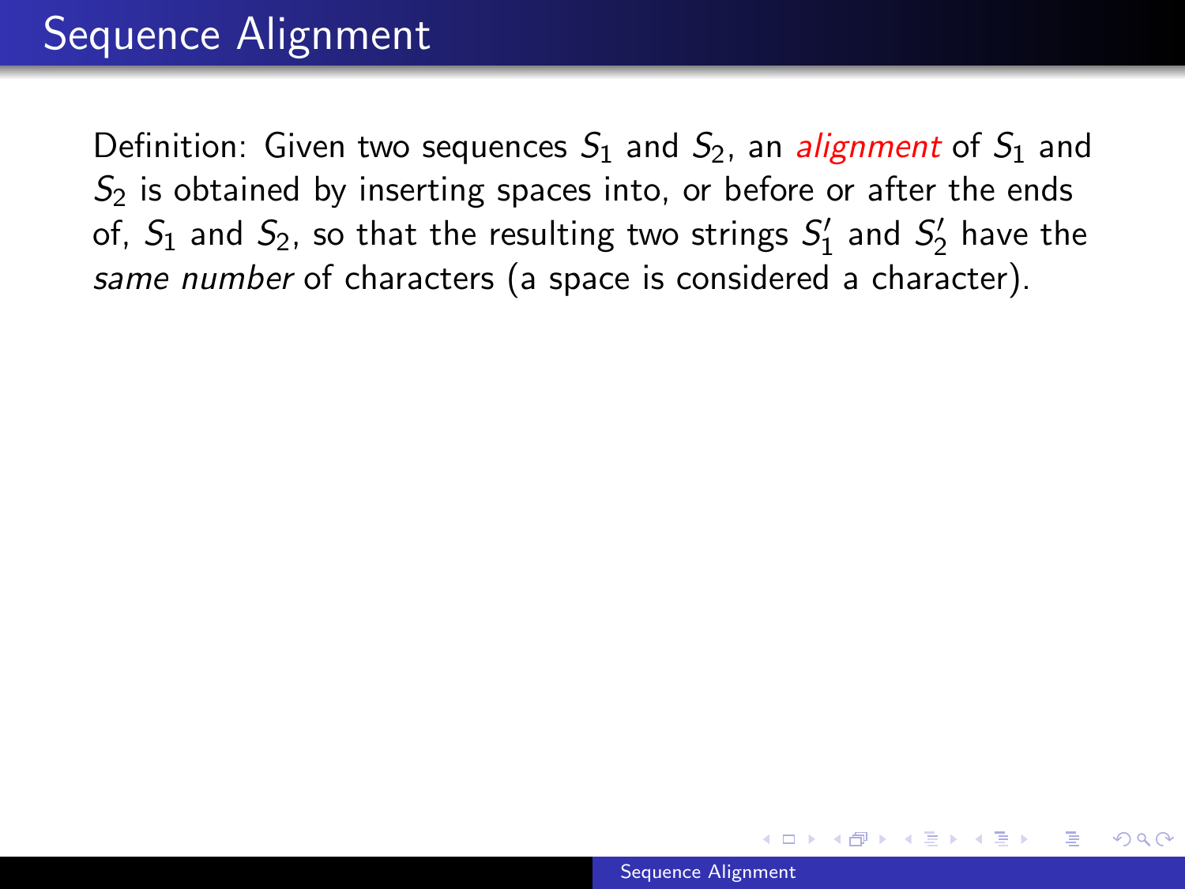# Sequence Alignment

Definition: Given two sequences $S_1$ and $S_2$, an *alignment* of $S_1$ and $S_2$ is obtained by inserting spaces into, or before or after the ends of, $S_1$ and $S_2$, so that the resulting two strings $S_1'$ and $S_2'$ have the *same number* of characters (a space is considered a character).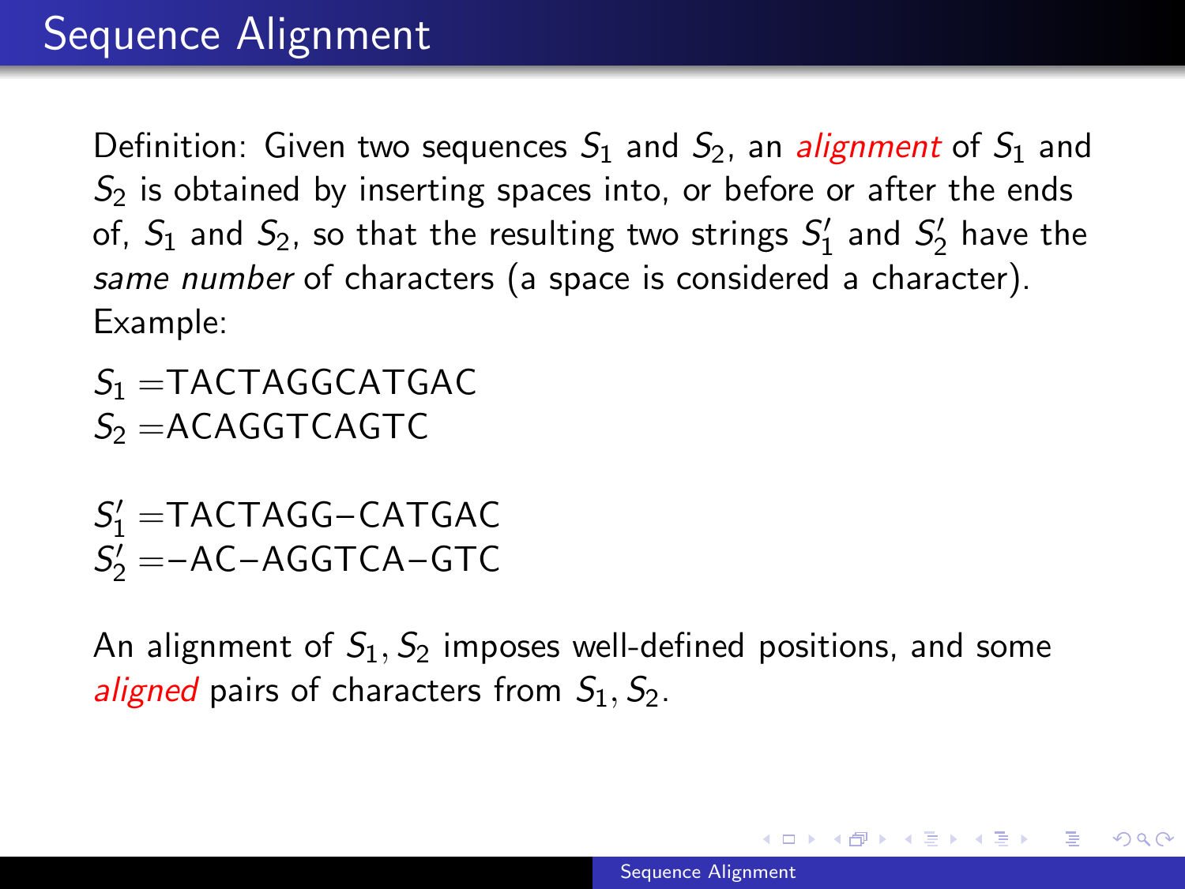# Sequence Alignment

Definition: Given two sequences $S_1$ and $S_2$, an *alignment* of $S_1$ and $S_2$ is obtained by inserting spaces into, or before or after the ends of, $S_1$ and $S_2$, so that the resulting two strings $S_1'$ and $S_2'$ have the *same number* of characters (a space is considered a character).

Example:

$S_1 =$TACTAGGCATGAC
$S_2 =$ACAGGTCAGTC

$S_1' =$TACTAGG–CATGAC
$S_2' =$–AC–AGGTCA–GTC

An alignment of $S_1, S_2$ imposes well-defined positions, and some *aligned* pairs of characters from $S_1, S_2$.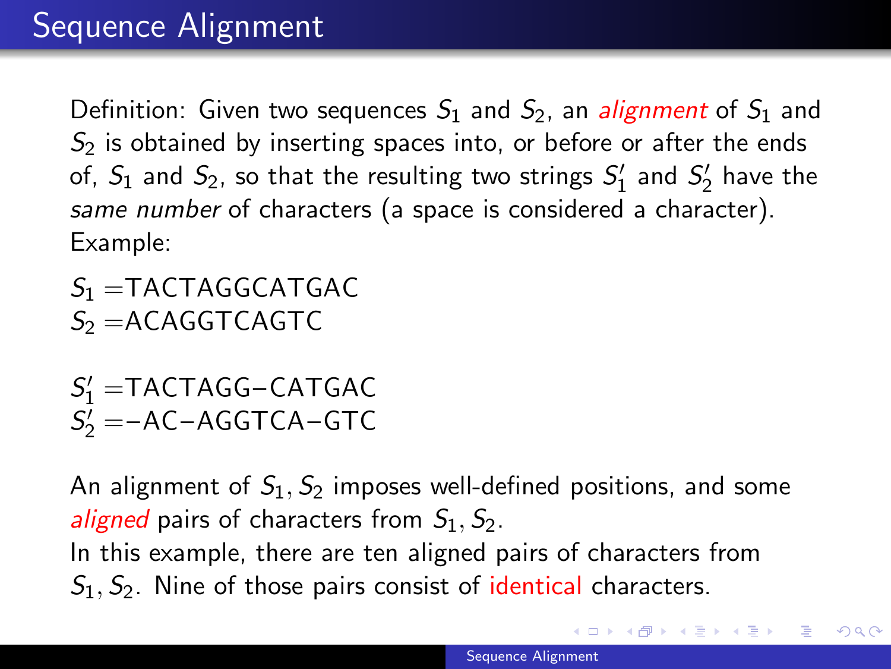# Sequence Alignment

Definition: Given two sequences $S_1$ and $S_2$, an *alignment* of $S_1$ and $S_2$ is obtained by inserting spaces into, or before or after the ends of, $S_1$ and $S_2$, so that the resulting two strings $S_1'$ and $S_2'$ have the *same number* of characters (a space is considered a character). Example:

$S_1 =$TACTAGGCATGAC
$S_2 =$ACAGGTCAGTC

$S_1' =$TACTAGG−CATGAC
$S_2' =$−AC−AGGTCA−GTC

An alignment of $S_1, S_2$ imposes well-defined positions, and some *aligned* pairs of characters from $S_1, S_2$.
In this example, there are ten aligned pairs of characters from $S_1, S_2$. Nine of those pairs consist of identical characters.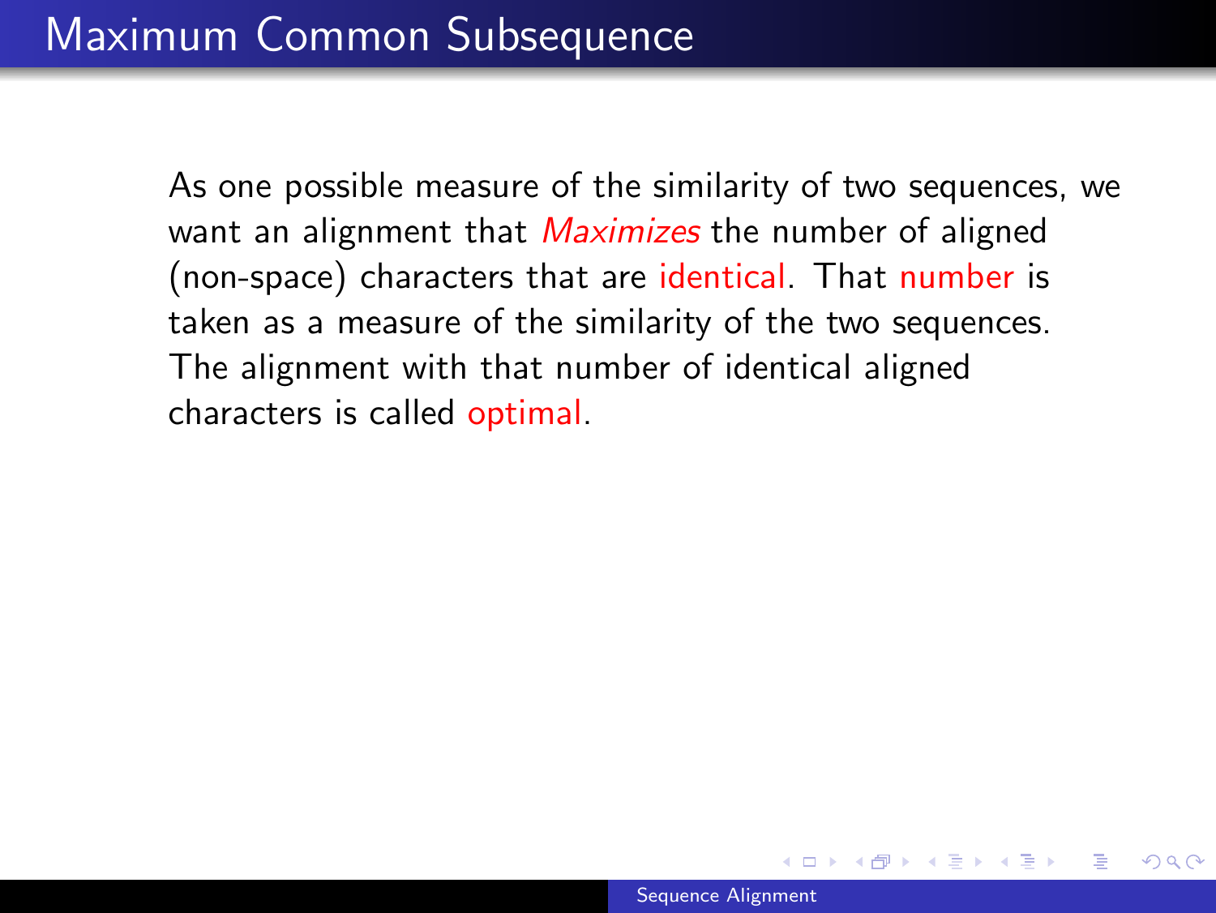# Maximum Common Subsequence

As one possible measure of the similarity of two sequences, we want an alignment that *Maximizes* the number of aligned (non-space) characters that are identical. That number is taken as a measure of the similarity of the two sequences. The alignment with that number of identical aligned characters is called optimal.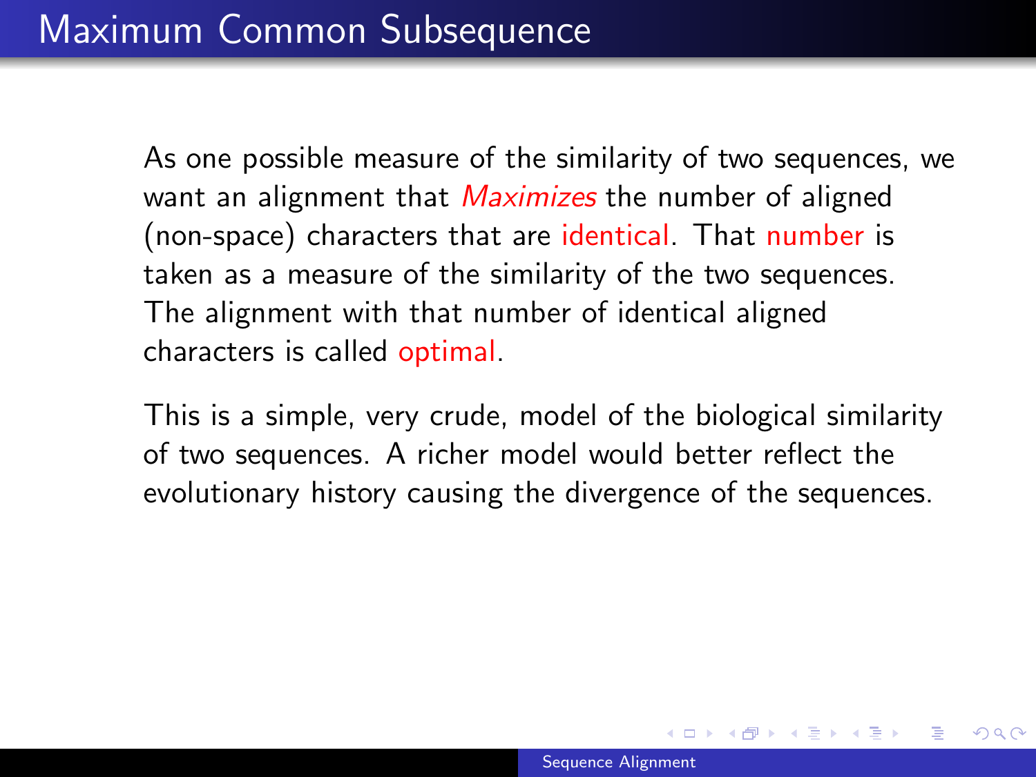# Maximum Common Subsequence

As one possible measure of the similarity of two sequences, we want an alignment that *Maximizes* the number of aligned (non-space) characters that are identical. That number is taken as a measure of the similarity of the two sequences. The alignment with that number of identical aligned characters is called optimal.

This is a simple, very crude, model of the biological similarity of two sequences. A richer model would better reflect the evolutionary history causing the divergence of the sequences.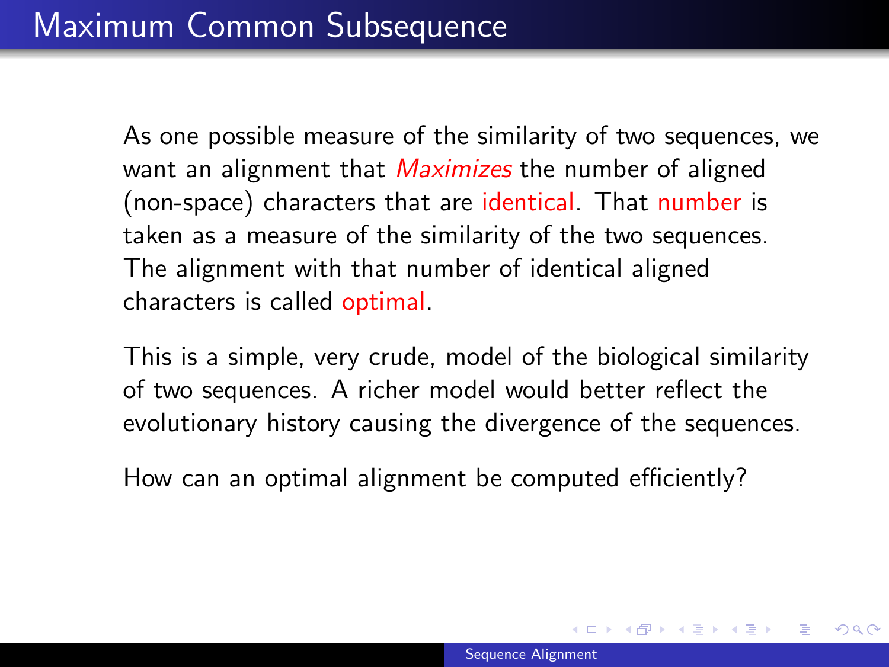# Maximum Common Subsequence

As one possible measure of the similarity of two sequences, we want an alignment that *Maximizes* the number of aligned (non-space) characters that are identical. That number is taken as a measure of the similarity of the two sequences. The alignment with that number of identical aligned characters is called optimal.

This is a simple, very crude, model of the biological similarity of two sequences. A richer model would better reflect the evolutionary history causing the divergence of the sequences.

How can an optimal alignment be computed efficiently?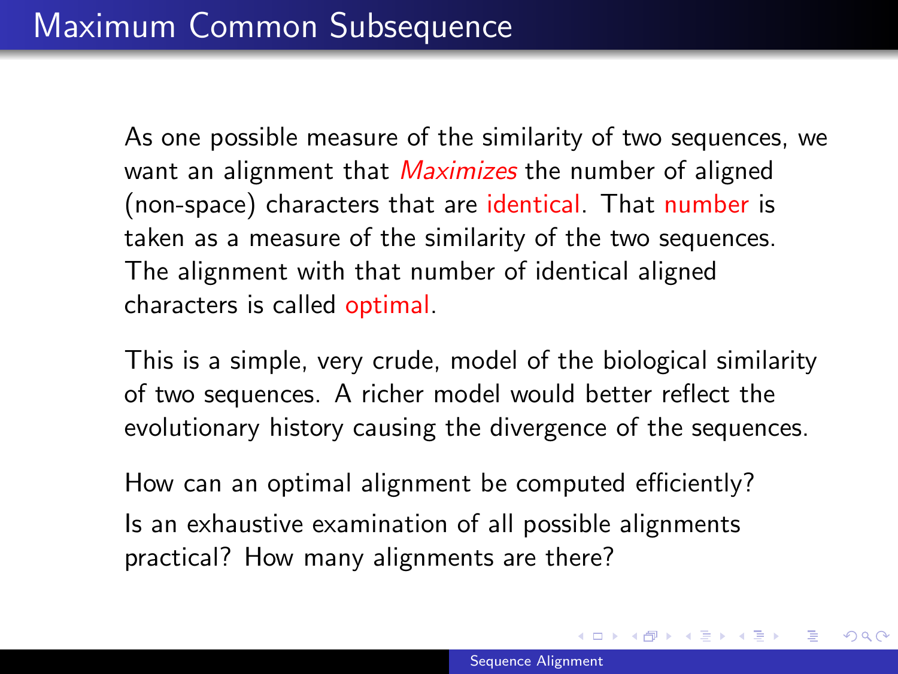# Maximum Common Subsequence

As one possible measure of the similarity of two sequences, we want an alignment that *Maximizes* the number of aligned (non-space) characters that are identical. That number is taken as a measure of the similarity of the two sequences. The alignment with that number of identical aligned characters is called optimal.

This is a simple, very crude, model of the biological similarity of two sequences. A richer model would better reflect the evolutionary history causing the divergence of the sequences.

How can an optimal alignment be computed efficiently?

Is an exhaustive examination of all possible alignments practical? How many alignments are there?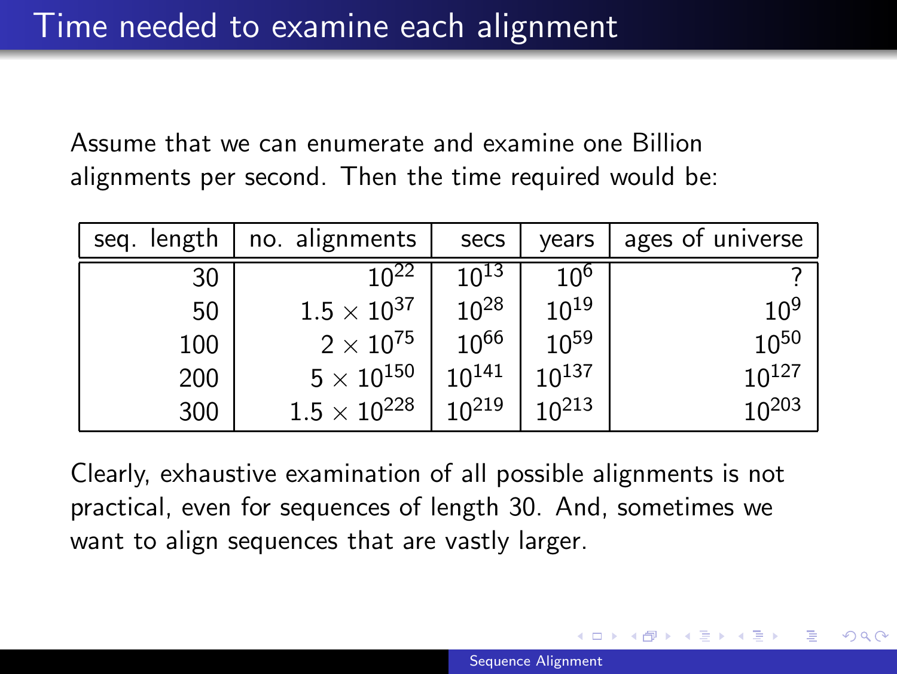# Time needed to examine each alignment

Assume that we can enumerate and examine one Billion alignments per second. Then the time required would be:

| seq. length | no. alignments | secs | years | ages of universe |
|---:|---:|---:|---:|---:|
| 30 | $10^{22}$ | $10^{13}$ | $10^{6}$ | ? |
| 50 | $1.5 \times 10^{37}$ | $10^{28}$ | $10^{19}$ | $10^{9}$ |
| 100 | $2 \times 10^{75}$ | $10^{66}$ | $10^{59}$ | $10^{50}$ |
| 200 | $5 \times 10^{150}$ | $10^{141}$ | $10^{137}$ | $10^{127}$ |
| 300 | $1.5 \times 10^{228}$ | $10^{219}$ | $10^{213}$ | $10^{203}$ |

Clearly, exhaustive examination of all possible alignments is not practical, even for sequences of length 30. And, sometimes we want to align sequences that are vastly larger.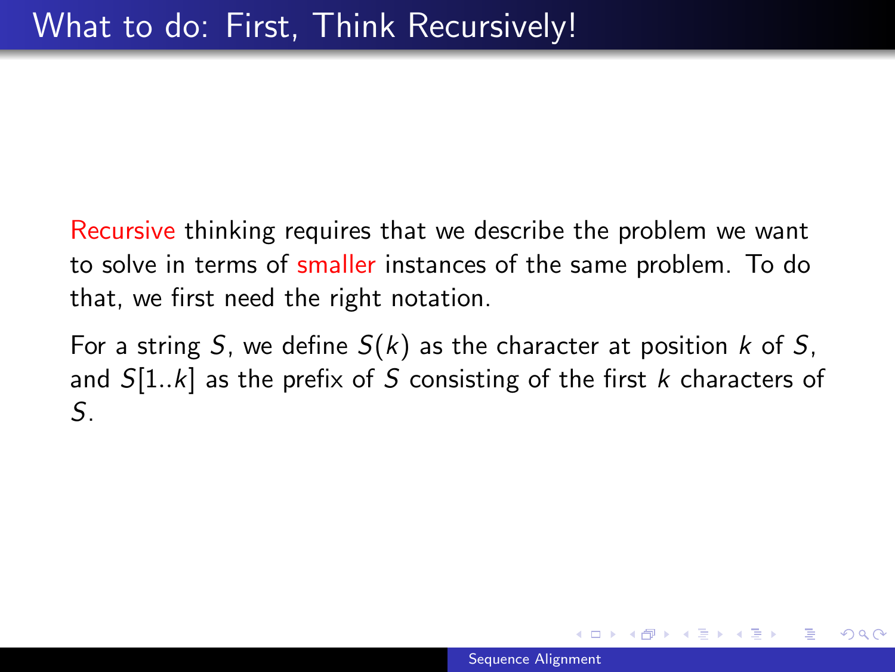# What to do: First, Think Recursively!

Recursive thinking requires that we describe the problem we want to solve in terms of smaller instances of the same problem. To do that, we first need the right notation.

For a string $S$, we define $S(k)$ as the character at position $k$ of $S$, and $S[1..k]$ as the prefix of $S$ consisting of the first $k$ characters of $S$.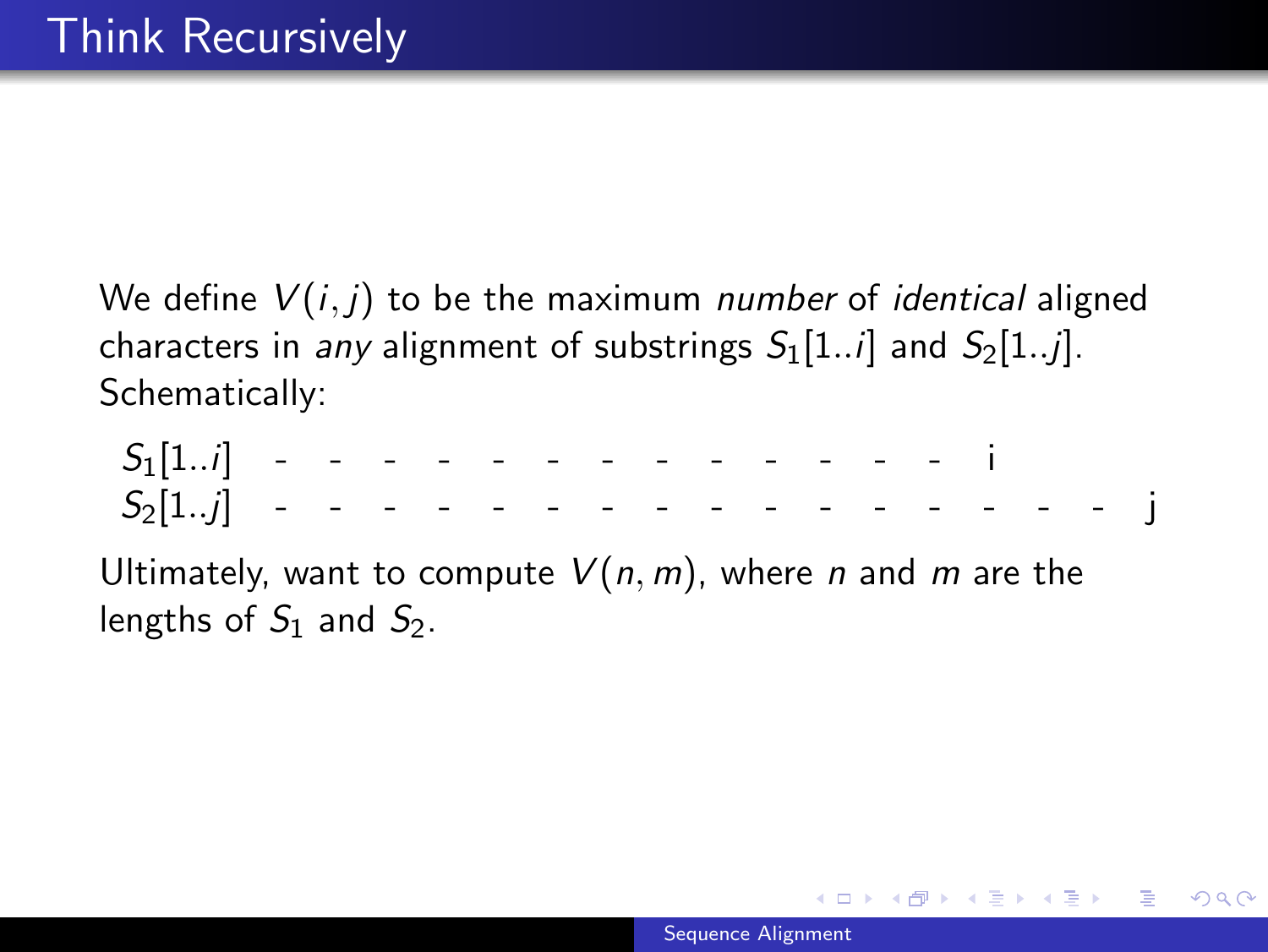# Think Recursively

We define $V(i, j)$ to be the maximum *number* of *identical* aligned characters in *any* alignment of substrings $S_1[1..i]$ and $S_2[1..j]$. Schematically:

```
S1[1..i]  - - - - - - - - - - - - - i
S2[1..j]  - - - - - - - - - - - - - - - - j
```

Ultimately, want to compute $V(n, m)$, where $n$ and $m$ are the lengths of $S_1$ and $S_2$.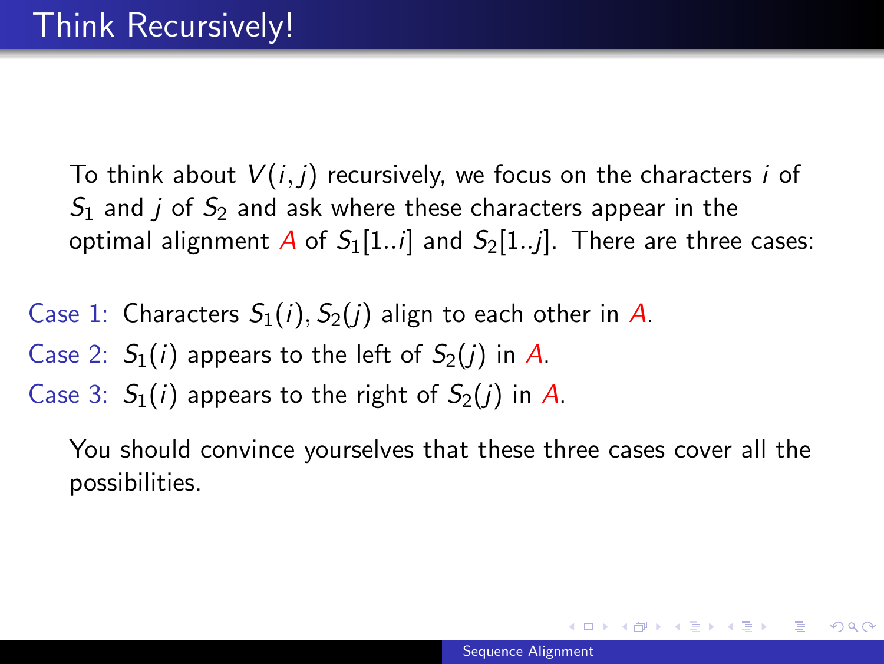# Think Recursively!

To think about $V(i, j)$ recursively, we focus on the characters $i$ of $S_1$ and $j$ of $S_2$ and ask where these characters appear in the optimal alignment $A$ of $S_1[1..i]$ and $S_2[1..j]$. There are three cases:

Case 1: Characters $S_1(i), S_2(j)$ align to each other in $A$.

Case 2: $S_1(i)$ appears to the left of $S_2(j)$ in $A$.

Case 3: $S_1(i)$ appears to the right of $S_2(j)$ in $A$.

You should convince yourselves that these three cases cover all the possibilities.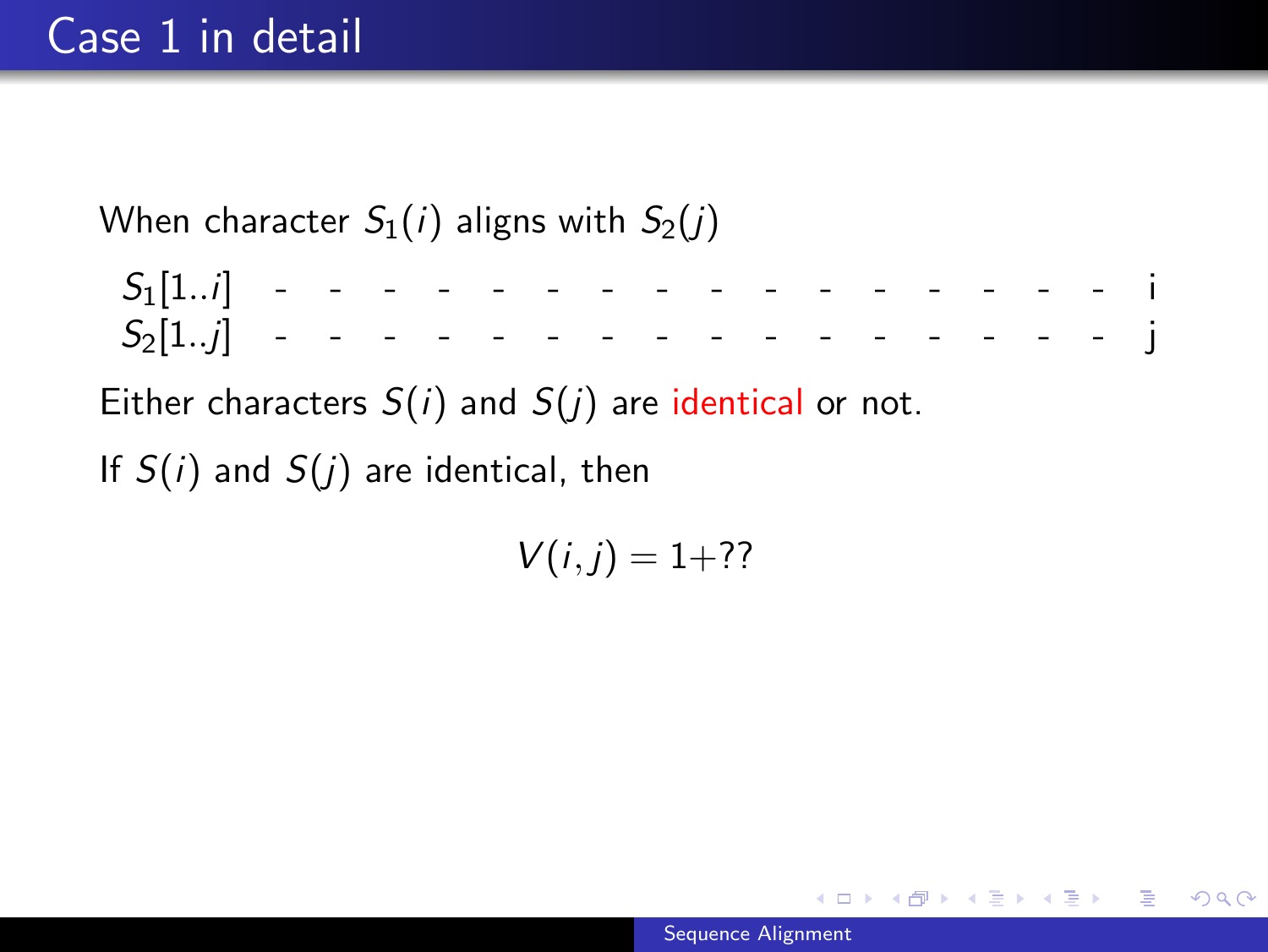# Case 1 in detail

When character $S_1(i)$ aligns with $S_2(j)$

| | | | | | | | | | | | | | | | | | |
|---|---|---|---|---|---|---|---|---|---|---|---|---|---|---|---|---|---|
| $S_1[1..i]$ | - | - | - | - | - | - | - | - | - | - | - | - | - | - | - | - | i |
| $S_2[1..j]$ | - | - | - | - | - | - | - | - | - | - | - | - | - | - | - | - | j |

Either characters $S(i)$ and $S(j)$ are identical or not.

If $S(i)$ and $S(j)$ are identical, then

$$V(i,j) = 1 + ??$$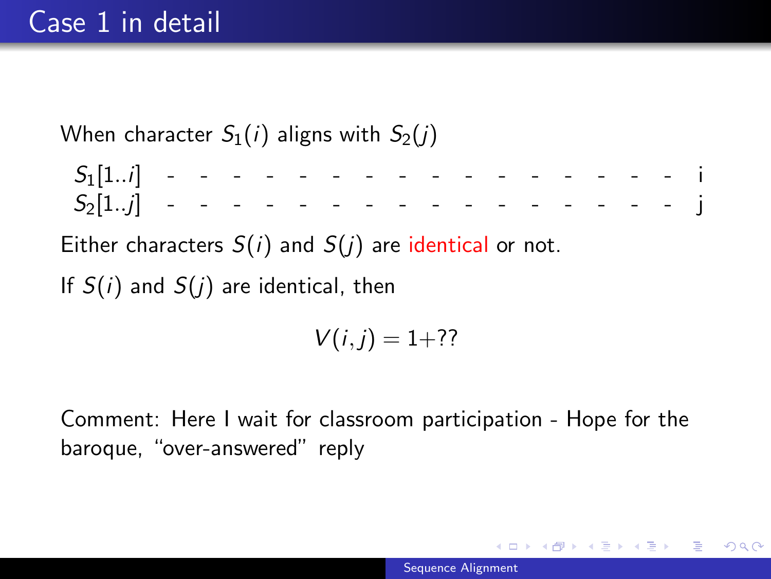# Case 1 in detail

When character $S_1(i)$ aligns with $S_2(j)$

| | | | | | | | | | | | | | | | | | |
|---|---|---|---|---|---|---|---|---|---|---|---|---|---|---|---|---|---|
| $S_1[1..i]$ | - | - | - | - | - | - | - | - | - | - | - | - | - | - | - | - | i |
| $S_2[1..j]$ | - | - | - | - | - | - | - | - | - | - | - | - | - | - | - | - | j |

Either characters $S(i)$ and $S(j)$ are identical or not.

If $S(i)$ and $S(j)$ are identical, then

$$V(i,j) = 1 + ??$$

Comment: Here I wait for classroom participation - Hope for the baroque, "over-answered" reply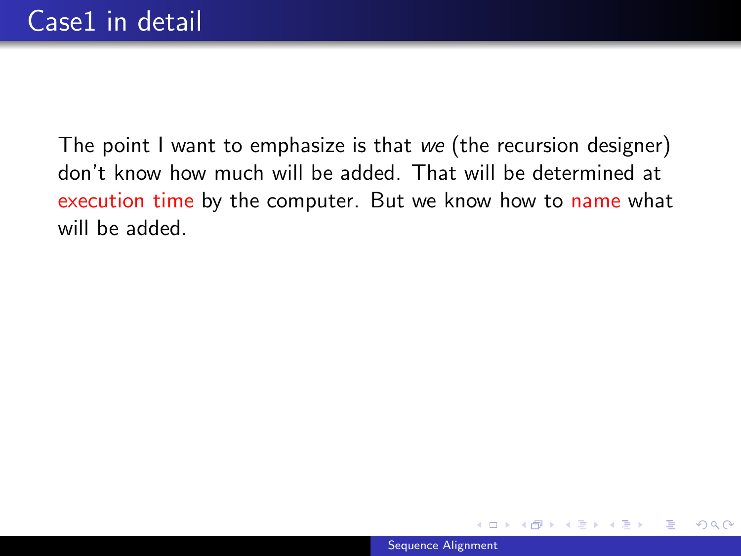# Case1 in detail

The point I want to emphasize is that *we* (the recursion designer) don't know how much will be added. That will be determined at execution time by the computer. But we know how to name what will be added.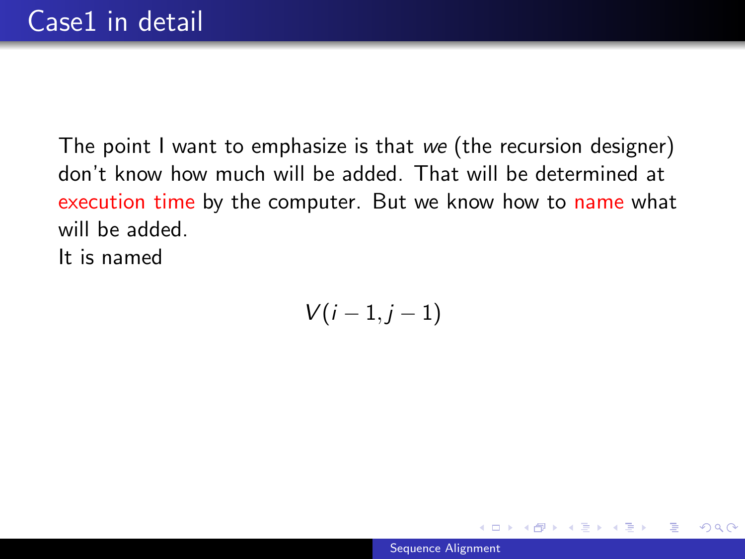# Case1 in detail

The point I want to emphasize is that *we* (the recursion designer) don't know how much will be added. That will be determined at execution time by the computer. But we know how to name what will be added.
It is named

$$V(i-1, j-1)$$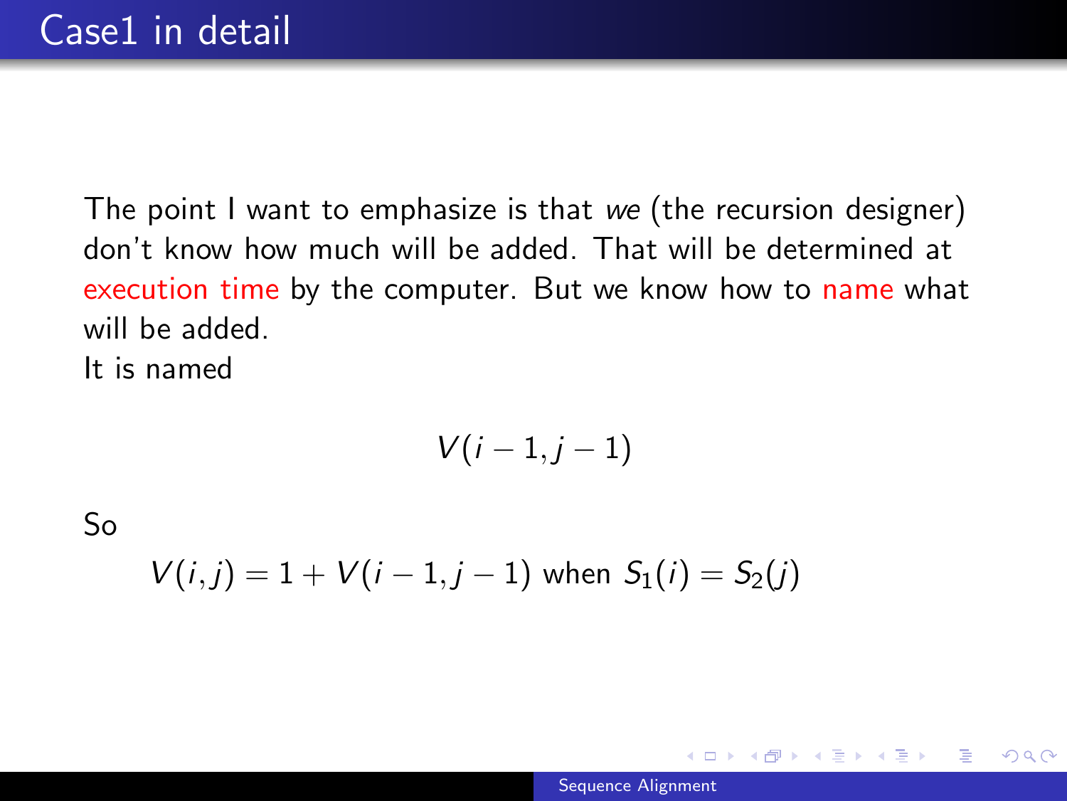# Case1 in detail

The point I want to emphasize is that *we* (the recursion designer) don't know how much will be added. That will be determined at execution time by the computer. But we know how to name what will be added.
It is named

$$V(i-1, j-1)$$

So

$$V(i,j) = 1 + V(i-1, j-1) \text{ when } S_1(i) = S_2(j)$$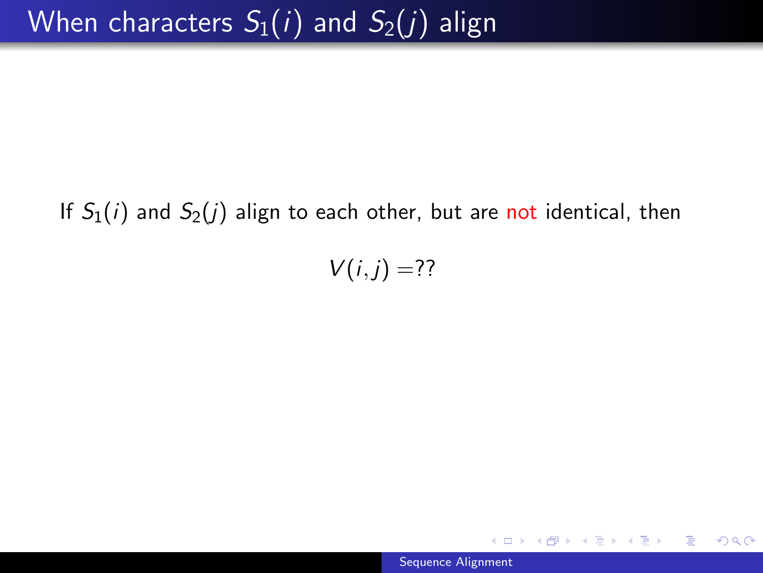# When characters $S_1(i)$ and $S_2(j)$ align

If $S_1(i)$ and $S_2(j)$ align to each other, but are not identical, then

$$V(i,j) = ??$$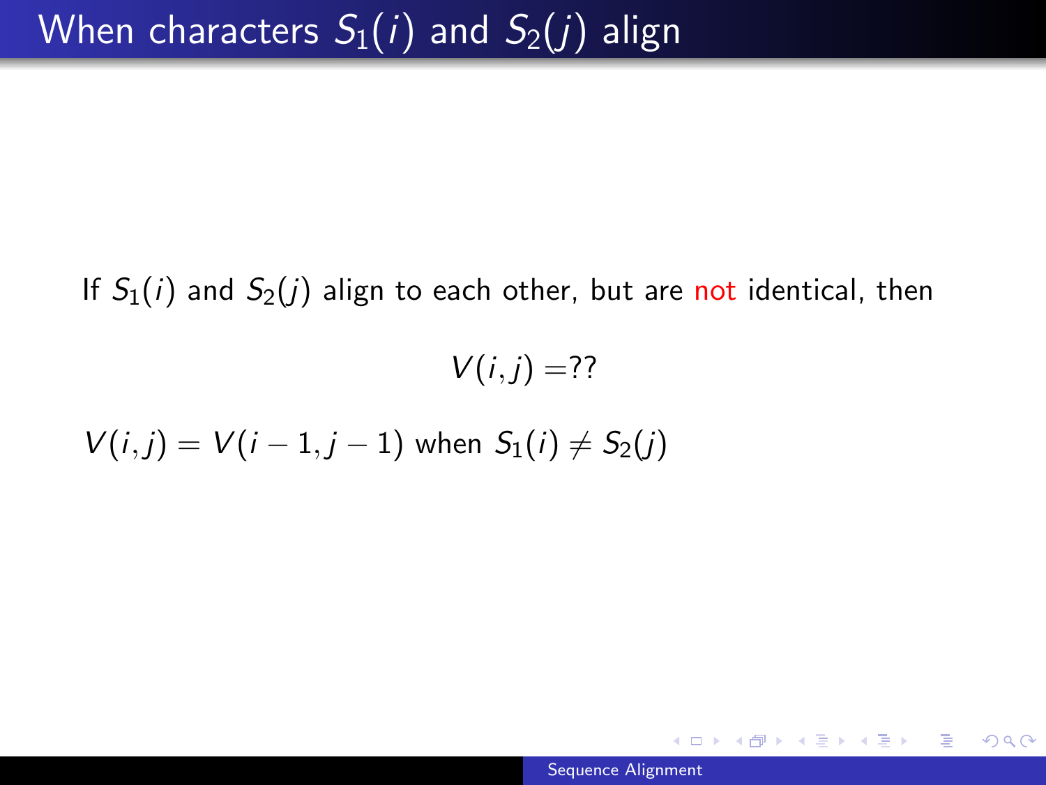# When characters $S_1(i)$ and $S_2(j)$ align

If $S_1(i)$ and $S_2(j)$ align to each other, but are not identical, then

$$V(i, j) = ??$$

$V(i, j) = V(i - 1, j - 1)$ when $S_1(i) \neq S_2(j)$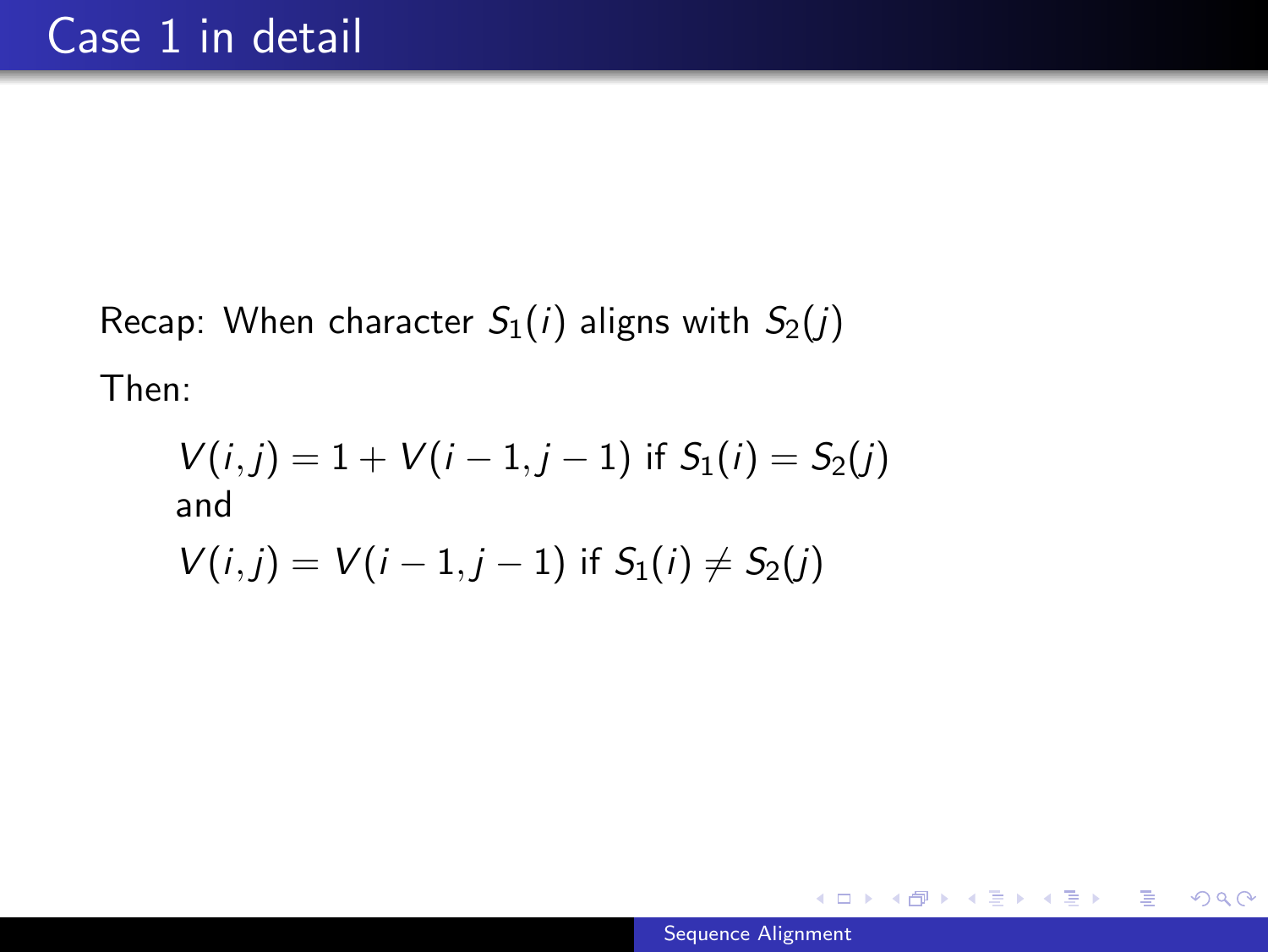# Case 1 in detail

Recap: When character $S_1(i)$ aligns with $S_2(j)$

Then:

$$V(i,j) = 1 + V(i-1, j-1) \text{ if } S_1(i) = S_2(j)$$

and

$$V(i,j) = V(i-1, j-1) \text{ if } S_1(i) \neq S_2(j)$$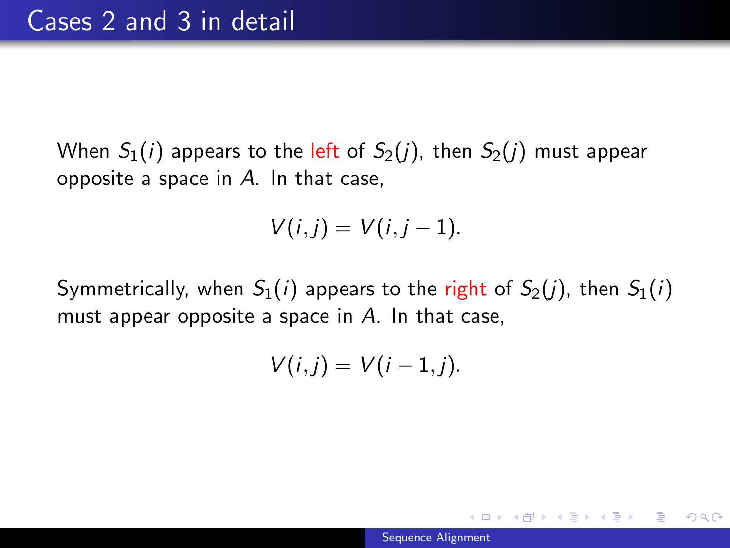# Cases 2 and 3 in detail

When $S_1(i)$ appears to the left of $S_2(j)$, then $S_2(j)$ must appear opposite a space in $A$. In that case,

$$V(i,j) = V(i,j-1).$$

Symmetrically, when $S_1(i)$ appears to the right of $S_2(j)$, then $S_1(i)$ must appear opposite a space in $A$. In that case,

$$V(i,j) = V(i-1,j).$$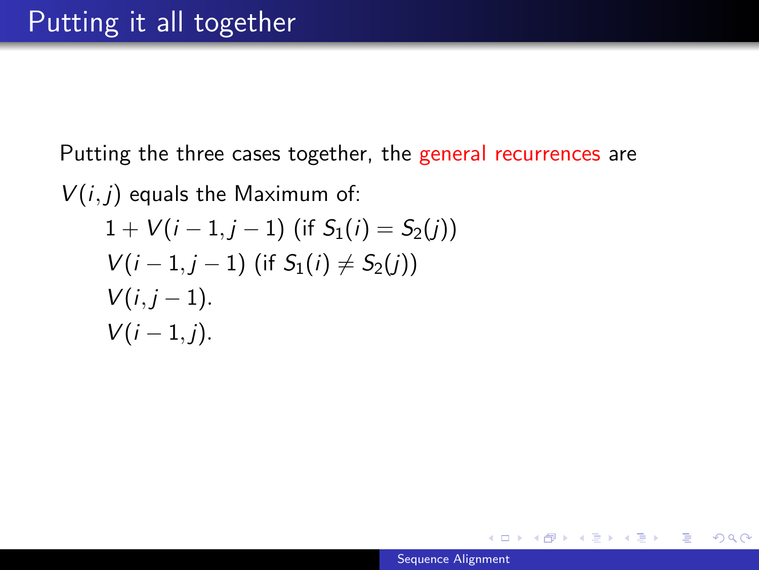# Putting it all together

Putting the three cases together, the general recurrences are

$V(i, j)$ equals the Maximum of:

- $1 + V(i-1, j-1)$ (if $S_1(i) = S_2(j)$)
- $V(i-1, j-1)$ (if $S_1(i) \neq S_2(j)$)
- $V(i, j-1)$.
- $V(i-1, j)$.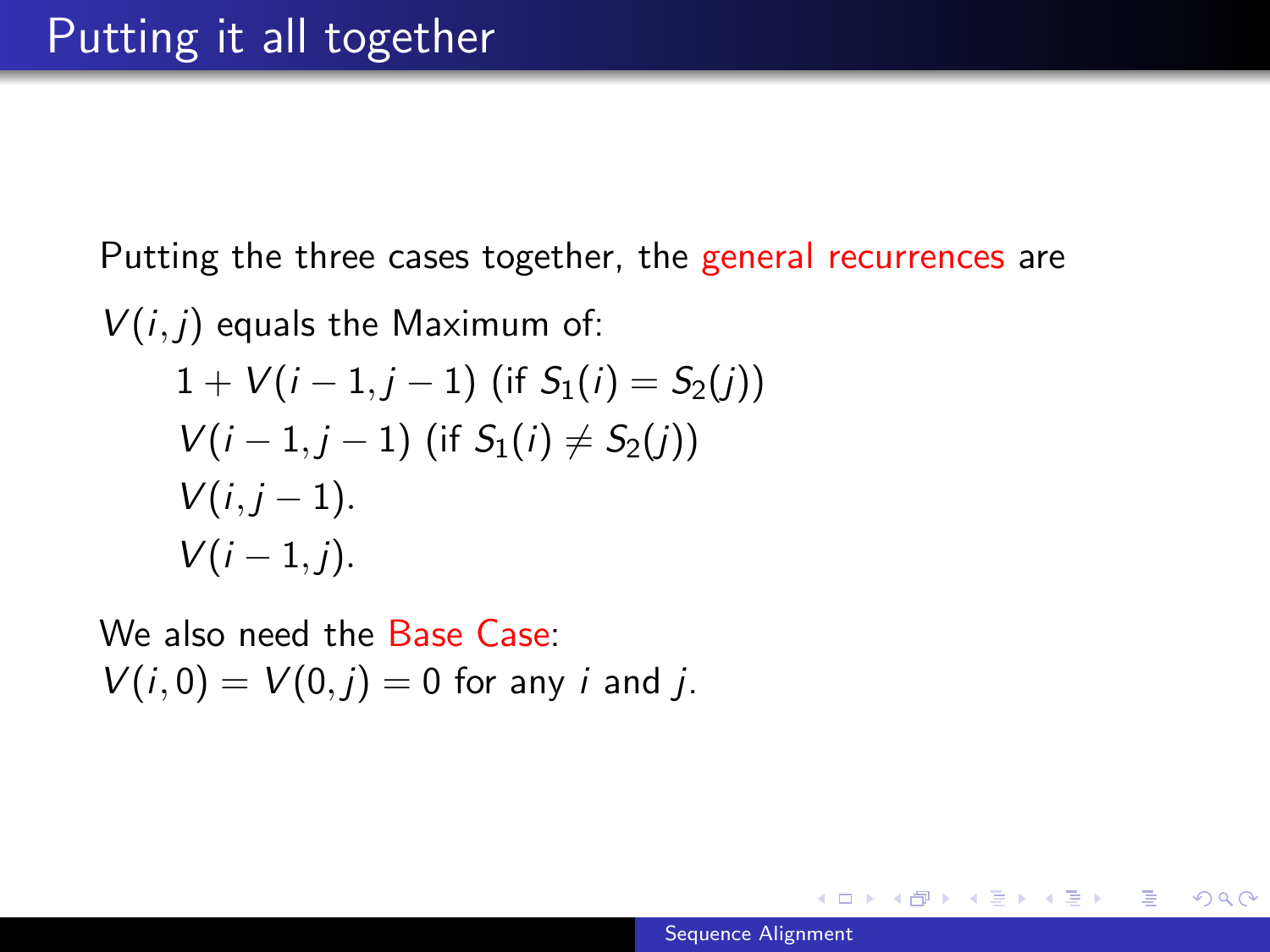# Putting it all together

Putting the three cases together, the general recurrences are

$V(i,j)$ equals the Maximum of:

- $1 + V(i-1, j-1)$ (if $S_1(i) = S_2(j)$)
- $V(i-1, j-1)$ (if $S_1(i) \neq S_2(j)$)
- $V(i, j-1)$.
- $V(i-1, j)$.

We also need the Base Case:
$V(i, 0) = V(0, j) = 0$ for any $i$ and $j$.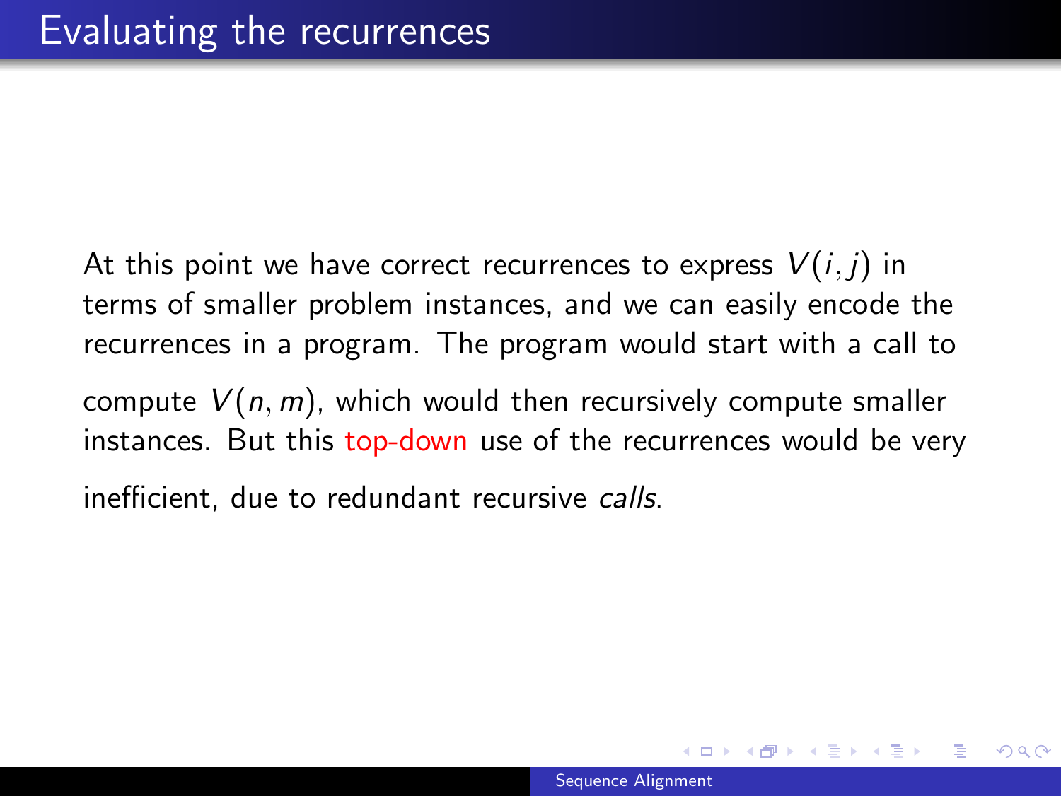# Evaluating the recurrences

At this point we have correct recurrences to express $V(i,j)$ in terms of smaller problem instances, and we can easily encode the recurrences in a program. The program would start with a call to compute $V(n,m)$, which would then recursively compute smaller instances. But this top-down use of the recurrences would be very inefficient, due to redundant recursive *calls*.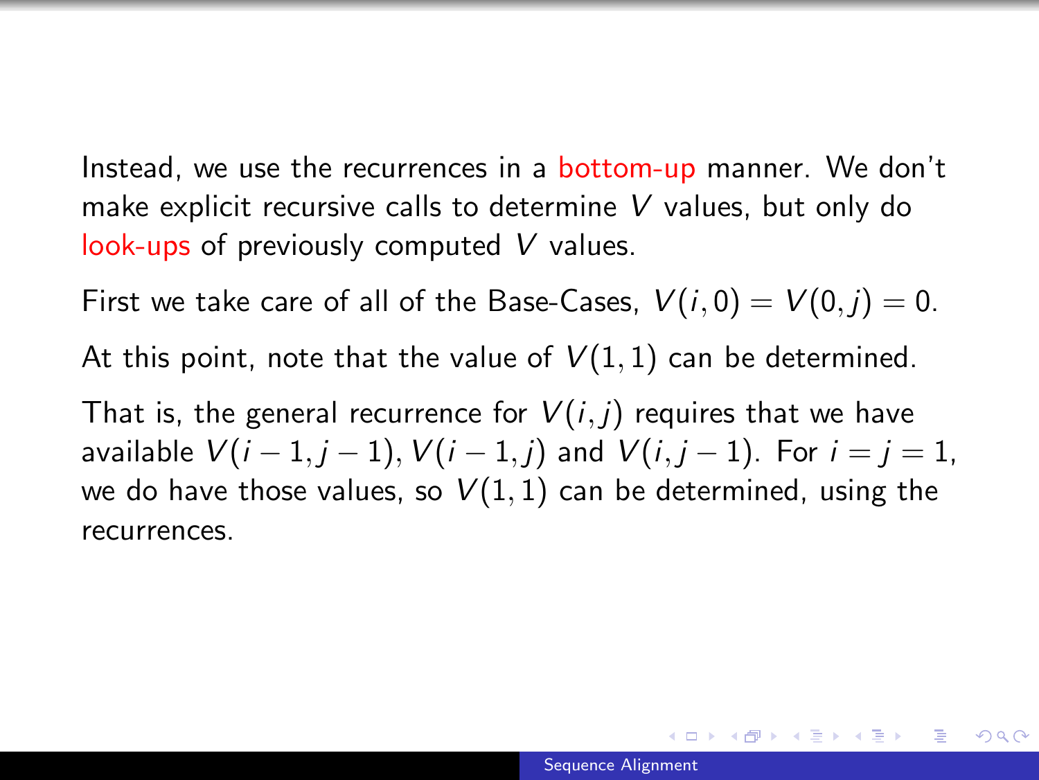Instead, we use the recurrences in a bottom-up manner. We don't make explicit recursive calls to determine $V$ values, but only do look-ups of previously computed $V$ values.

First we take care of all of the Base-Cases, $V(i, 0) = V(0, j) = 0$.

At this point, note that the value of $V(1, 1)$ can be determined.

That is, the general recurrence for $V(i, j)$ requires that we have available $V(i-1, j-1), V(i-1, j)$ and $V(i, j-1)$. For $i = j = 1$, we do have those values, so $V(1, 1)$ can be determined, using the recurrences.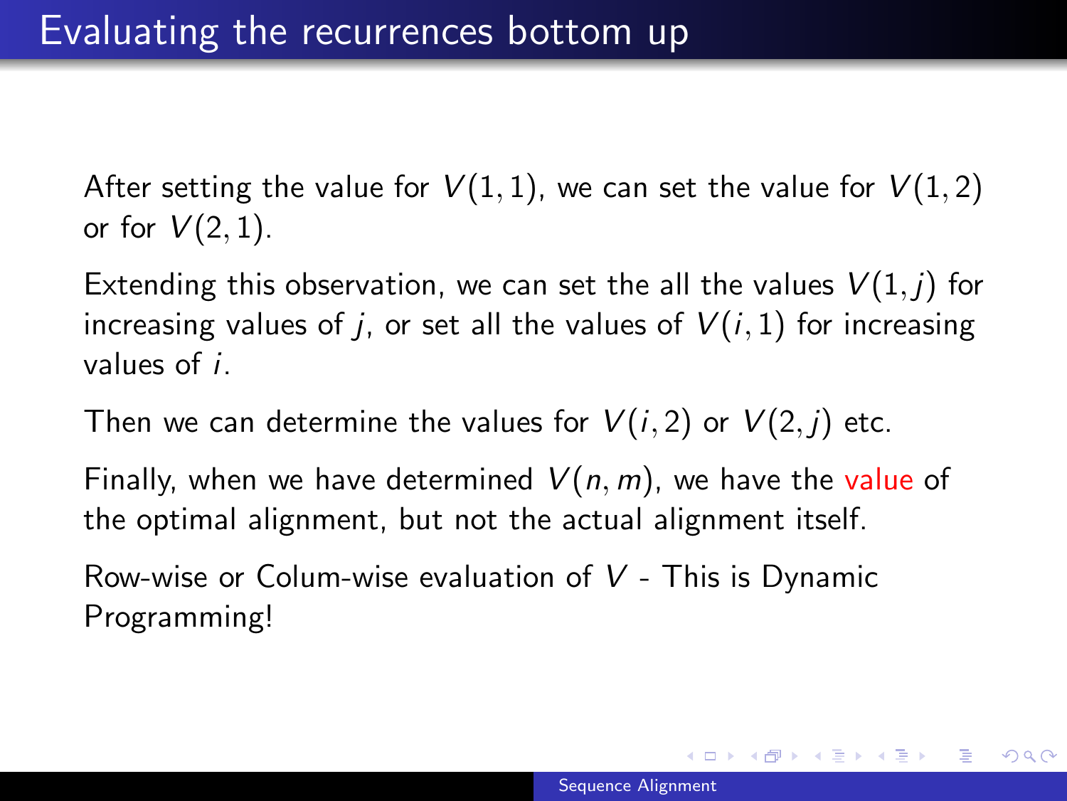# Evaluating the recurrences bottom up

After setting the value for $V(1,1)$, we can set the value for $V(1,2)$ or for $V(2,1)$.

Extending this observation, we can set the all the values $V(1,j)$ for increasing values of $j$, or set all the values of $V(i,1)$ for increasing values of $i$.

Then we can determine the values for $V(i,2)$ or $V(2,j)$ etc.

Finally, when we have determined $V(n,m)$, we have the value of the optimal alignment, but not the actual alignment itself.

Row-wise or Colum-wise evaluation of $V$ - This is Dynamic Programming!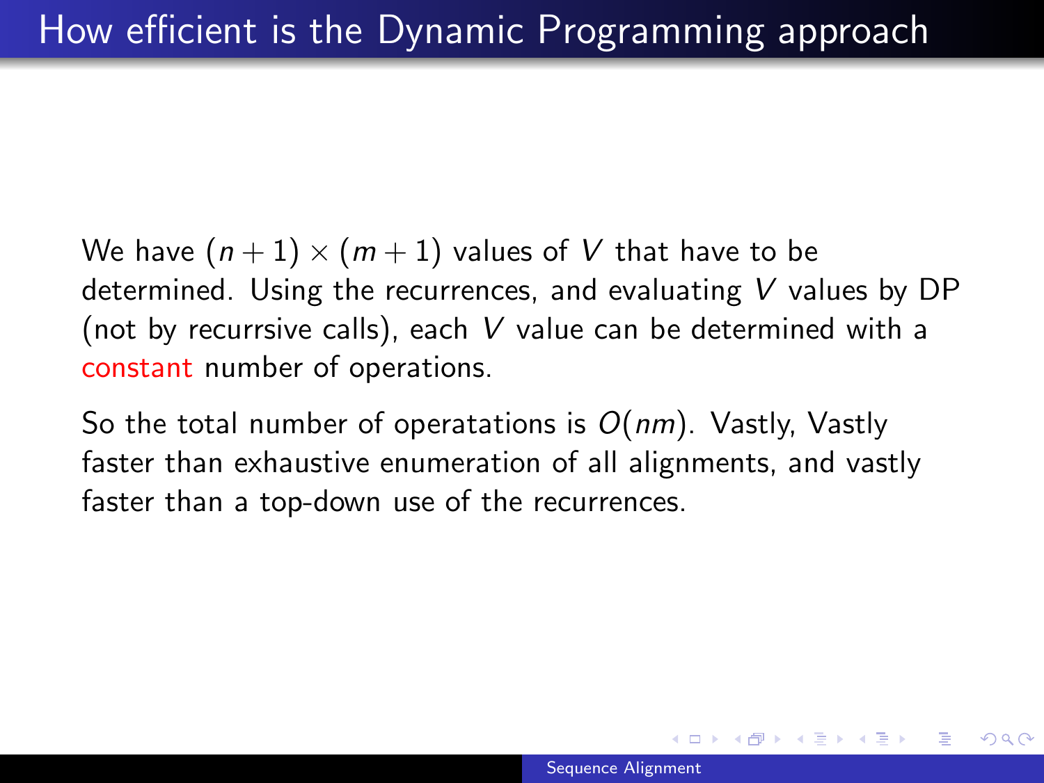# How efficient is the Dynamic Programming approach

We have $(n+1) \times (m+1)$ values of $V$ that have to be determined. Using the recurrences, and evaluating $V$ values by DP (not by recurrsive calls), each $V$ value can be determined with a constant number of operations.

So the total number of operatations is $O(nm)$. Vastly, Vastly faster than exhaustive enumeration of all alignments, and vastly faster than a top-down use of the recurrences.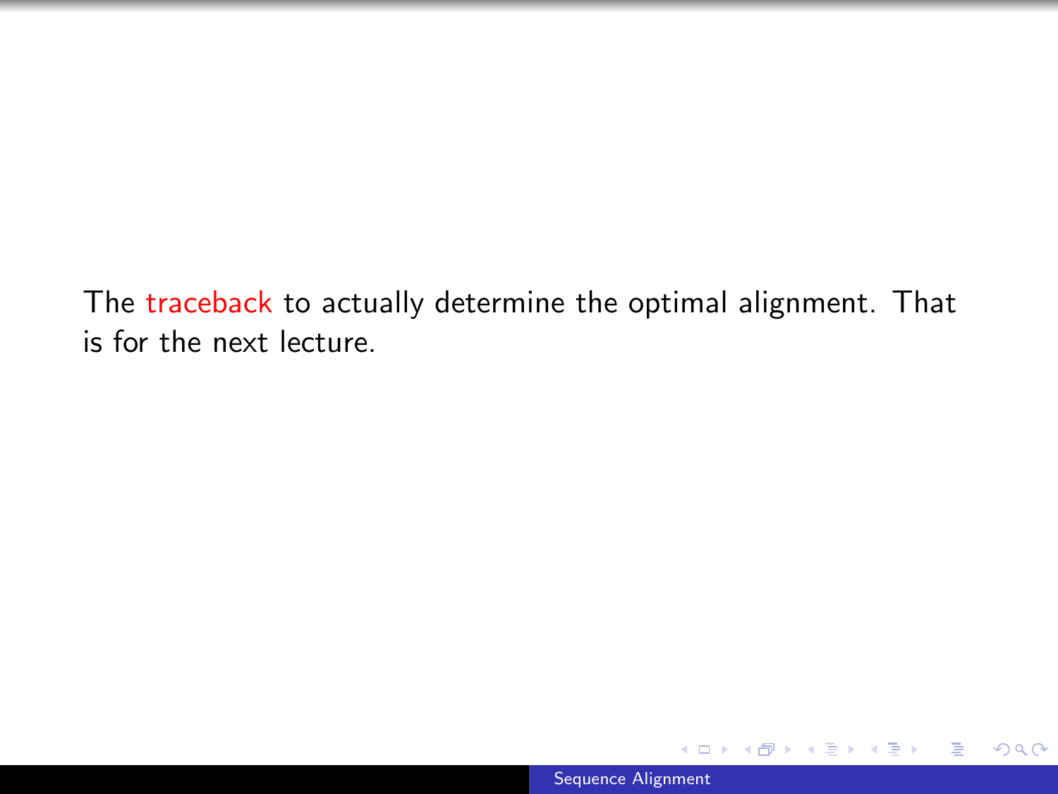The traceback to actually determine the optimal alignment. That is for the next lecture.